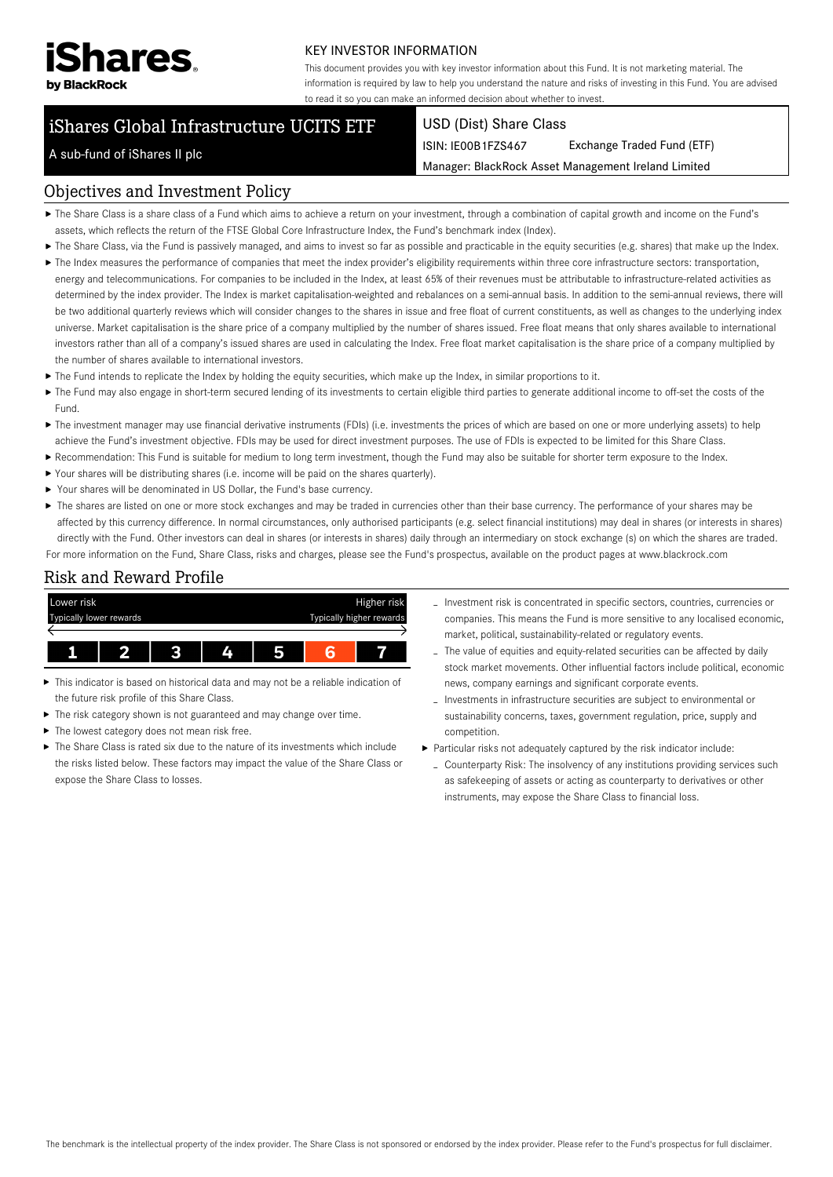iShares by BlackRock

KEY INVESTOR INFORMATION

This document provides you with key investor information about this Fund. It is not marketing material. The information is required by law to help you understand the nature and risks of investing in this Fund. You are advised to read it so you can make an informed decision about whether to invest.

# iShares Global Infrastructure UCITS ETF

A sub-fund of iShares II plc

USD (Dist) Share Class

ISIN: IE00B1FZS467 | Exchange Traded Fund (ETF)

Manager: BlackRock Asset Management Ireland Limited

## Objectives and Investment Policy

- The Share Class is a share class of a Fund which aims to achieve a return on your investment, through a combination of capital growth and income on the Fund's assets, which reflects the return of the FTSE Global Core Infrastructure Index, the Fund's benchmark index (Index).
- The Share Class, via the Fund is passively managed, and aims to invest so far as possible and practicable in the equity securities (e.g. shares) that make up the Index.
- The Index measures the performance of companies that meet the index provider's eligibility requirements within three core infrastructure sectors: transportation, energy and telecommunications. For companies to be included in the Index, at least 65% of their revenues must be attributable to infrastructure-related activities as determined by the index provider. The Index is market capitalisation-weighted and rebalances on a semi-annual basis. In addition to the semi-annual reviews, there will be two additional quarterly reviews which will consider changes to the shares in issue and free float of current constituents, as well as changes to the underlying index universe. Market capitalisation is the share price of a company multiplied by the number of shares issued. Free float means that only shares available to international investors rather than all of a company's issued shares are used in calculating the Index. Free float market capitalisation is the share price of a company multiplied by the number of shares available to international investors.
- The Fund intends to replicate the Index by holding the equity securities, which make up the Index, in similar proportions to it.
- The Fund may also engage in short-term secured lending of its investments to certain eligible third parties to generate additional income to off-set the costs of the Fund.
- The investment manager may use financial derivative instruments (FDIs) (i.e. investments the prices of which are based on one or more underlying assets) to help achieve the Fund's investment objective. FDIs may be used for direct investment purposes. The use of FDIs is expected to be limited for this Share Class.
- Recommendation: This Fund is suitable for medium to long term investment, though the Fund may also be suitable for shorter term exposure to the Index.
- Your shares will be distributing shares (i.e. income will be paid on the shares quarterly).
- Your shares will be denominated in US Dollar, the Fund's base currency.
- The shares are listed on one or more stock exchanges and may be traded in currencies other than their base currency. The performance of your shares may be affected by this currency difference. In normal circumstances, only authorised participants (e.g. select financial institutions) may deal in shares (or interests in shares) directly with the Fund. Other investors can deal in shares (or interests in shares) daily through an intermediary on stock exchange (s) on which the shares are traded.

For more information on the Fund, Share Class, risks and charges, please see the Fund's prospectus, available on the product pages at www.blackrock.com

## Risk and Reward Profile

| Lower risk<br>Typically lower rewards | | | | | | Higher risk<br>Typically higher rewards |
|---|---|---|---|---|---|---|
| 1 | 2 | 3 | 4 | 5 | **6** | 7 |

- This indicator is based on historical data and may not be a reliable indication of the future risk profile of this Share Class.
- The risk category shown is not guaranteed and may change over time.
- The lowest category does not mean risk free.
- The Share Class is rated six due to the nature of its investments which include the risks listed below. These factors may impact the value of the Share Class or expose the Share Class to losses.
  - Investment risk is concentrated in specific sectors, countries, currencies or companies. This means the Fund is more sensitive to any localised economic, market, political, sustainability-related or regulatory events.
  - The value of equities and equity-related securities can be affected by daily stock market movements. Other influential factors include political, economic news, company earnings and significant corporate events.
  - Investments in infrastructure securities are subject to environmental or sustainability concerns, taxes, government regulation, price, supply and competition.
- Particular risks not adequately captured by the risk indicator include:
  - Counterparty Risk: The insolvency of any institutions providing services such as safekeeping of assets or acting as counterparty to derivatives or other instruments, may expose the Share Class to financial loss.

The benchmark is the intellectual property of the index provider. The Share Class is not sponsored or endorsed by the index provider. Please refer to the Fund's prospectus for full disclaimer.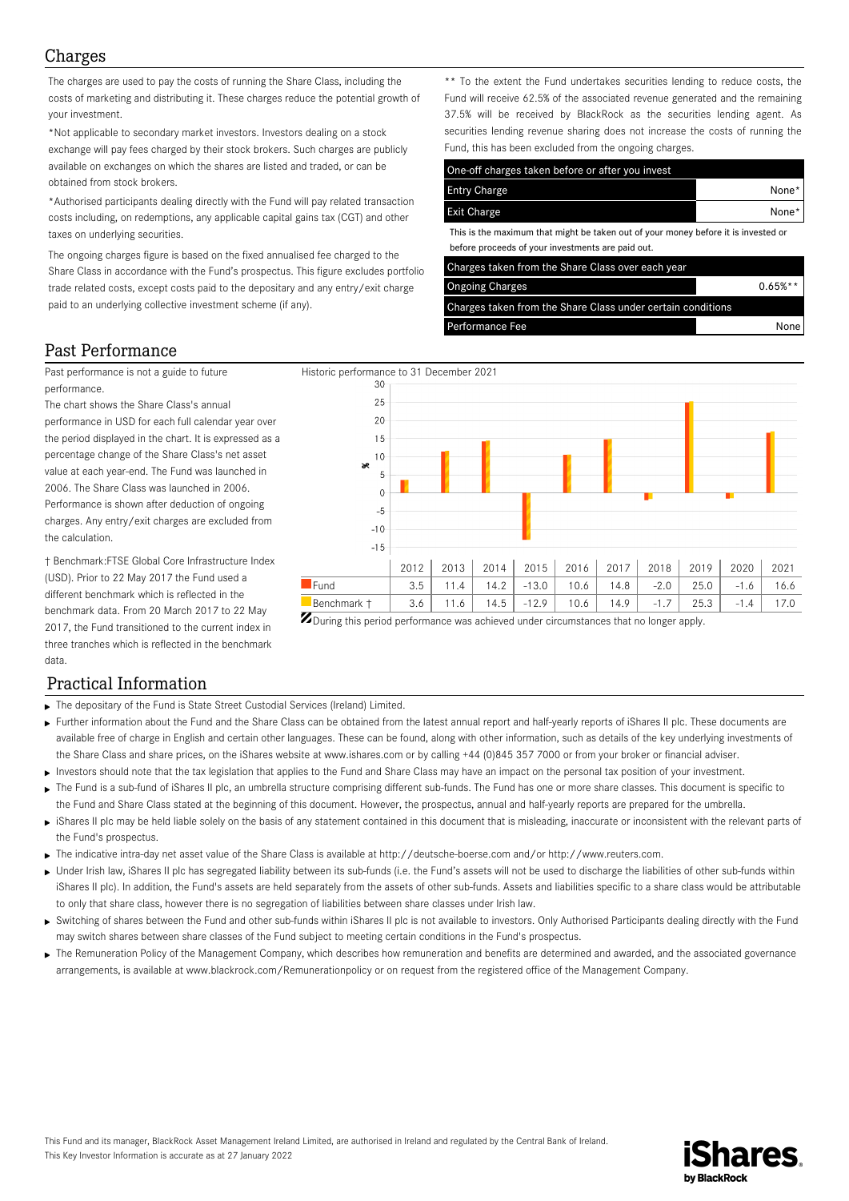## Charges

The charges are used to pay the costs of running the Share Class, including the costs of marketing and distributing it. These charges reduce the potential growth of your investment.

*Not applicable to secondary market investors. Investors dealing on a stock exchange will pay fees charged by their stock brokers. Such charges are publicly available on exchanges on which the shares are listed and traded, or can be obtained from stock brokers.

*Authorised participants dealing directly with the Fund will pay related transaction costs including, on redemptions, any applicable capital gains tax (CGT) and other taxes on underlying securities.

The ongoing charges figure is based on the fixed annualised fee charged to the Share Class in accordance with the Fund's prospectus. This figure excludes portfolio trade related costs, except costs paid to the depositary and any entry/exit charge paid to an underlying collective investment scheme (if any).

** To the extent the Fund undertakes securities lending to reduce costs, the Fund will receive 62.5% of the associated revenue generated and the remaining 37.5% will be received by BlackRock as the securities lending agent. As securities lending revenue sharing does not increase the costs of running the Fund, this has been excluded from the ongoing charges.

| One-off charges taken before or after you invest | |
|---|---|
| Entry Charge | None* |
| Exit Charge | None* |

This is the maximum that might be taken out of your money before it is invested or before proceeds of your investments are paid out.

| Charges taken from the Share Class over each year | |
|---|---|
| Ongoing Charges | 0.65%** |

| Charges taken from the Share Class under certain conditions | |
|---|---|
| Performance Fee | None |

## Past Performance

Past performance is not a guide to future performance.

The chart shows the Share Class's annual performance in USD for each full calendar year over the period displayed in the chart. It is expressed as a percentage change of the Share Class's net asset value at each year-end. The Fund was launched in 2006. The Share Class was launched in 2006.

Performance is shown after deduction of ongoing charges. Any entry/exit charges are excluded from the calculation.

† Benchmark:FTSE Global Core Infrastructure Index (USD). Prior to 22 May 2017 the Fund used a different benchmark which is reflected in the benchmark data. From 20 March 2017 to 22 May 2017, the Fund transitioned to the current index in three tranches which is reflected in the benchmark data.

Historic performance to 31 December 2021

%

30
25
20
15
10
5
0
-5
-10
-15

| | 2012 | 2013 | 2014 | 2015 | 2016 | 2017 | 2018 | 2019 | 2020 | 2021 |
|---|---|---|---|---|---|---|---|---|---|---|
| Fund | 3.5 | 11.4 | 14.2 | -13.0 | 10.6 | 14.8 | -2.0 | 25.0 | -1.6 | 16.6 |
| Benchmark † | 3.6 | 11.6 | 14.5 | -12.9 | 10.6 | 14.9 | -1.7 | 25.3 | -1.4 | 17.0 |

During this period performance was achieved under circumstances that no longer apply.

## Practical Information

- The depositary of the Fund is State Street Custodial Services (Ireland) Limited.
- Further information about the Fund and the Share Class can be obtained from the latest annual report and half-yearly reports of iShares II plc. These documents are available free of charge in English and certain other languages. These can be found, along with other information, such as details of the key underlying investments of the Share Class and share prices, on the iShares website at www.ishares.com or by calling +44 (0)845 357 7000 or from your broker or financial adviser.
- Investors should note that the tax legislation that applies to the Fund and Share Class may have an impact on the personal tax position of your investment.
- The Fund is a sub-fund of iShares II plc, an umbrella structure comprising different sub-funds. The Fund has one or more share classes. This document is specific to the Fund and Share Class stated at the beginning of this document. However, the prospectus, annual and half-yearly reports are prepared for the umbrella.
- iShares II plc may be held liable solely on the basis of any statement contained in this document that is misleading, inaccurate or inconsistent with the relevant parts of the Fund's prospectus.
- The indicative intra-day net asset value of the Share Class is available at http://deutsche-boerse.com and/or http://www.reuters.com.
- Under Irish law, iShares II plc has segregated liability between its sub-funds (i.e. the Fund's assets will not be used to discharge the liabilities of other sub-funds within iShares II plc). In addition, the Fund's assets are held separately from the assets of other sub-funds. Assets and liabilities specific to a share class would be attributable to only that share class, however there is no segregation of liabilities between share classes under Irish law.
- Switching of shares between the Fund and other sub-funds within iShares II plc is not available to investors. Only Authorised Participants dealing directly with the Fund may switch shares between share classes of the Fund subject to meeting certain conditions in the Fund's prospectus.
- The Remuneration Policy of the Management Company, which describes how remuneration and benefits are determined and awarded, and the associated governance arrangements, is available at www.blackrock.com/Remunerationpolicy or on request from the registered office of the Management Company.

This Fund and its manager, BlackRock Asset Management Ireland Limited, are authorised in Ireland and regulated by the Central Bank of Ireland.
This Key Investor Information is accurate as at 27 January 2022

iShares by BlackRock